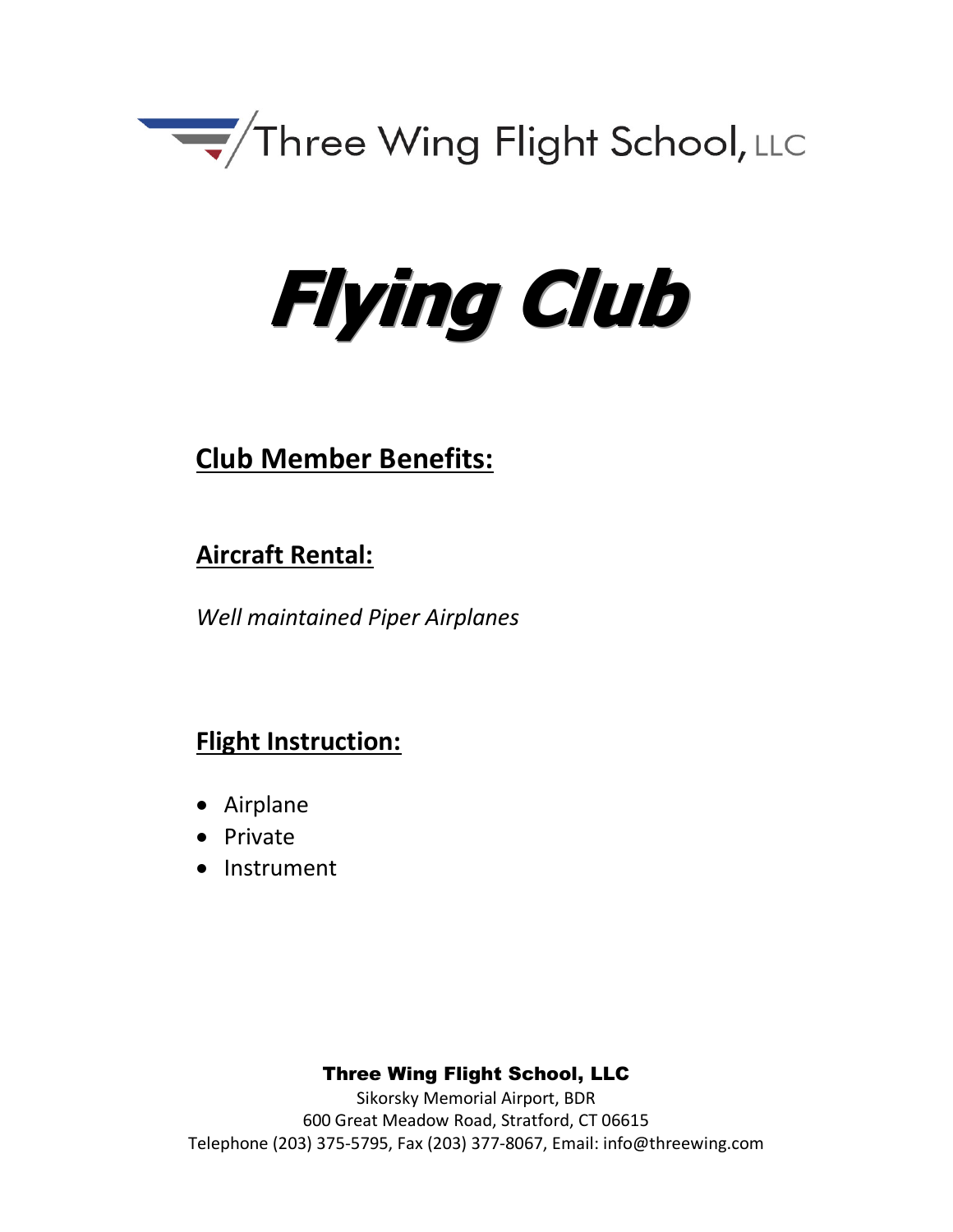Three Wing Flight School, LLC

# Flying Club

## Club Member Benefits:

### Aircraft Rental:

*Well maintained Piper Airplanes*

### Flight Instruction:

- Airplane
- Private
- Instrument

**Three Wing Flight School, LLC**
Sikorsky Memorial Airport, BDR
600 Great Meadow Road, Stratford, CT 06615
Telephone (203) 375-5795, Fax (203) 377-8067, Email: info@threewing.com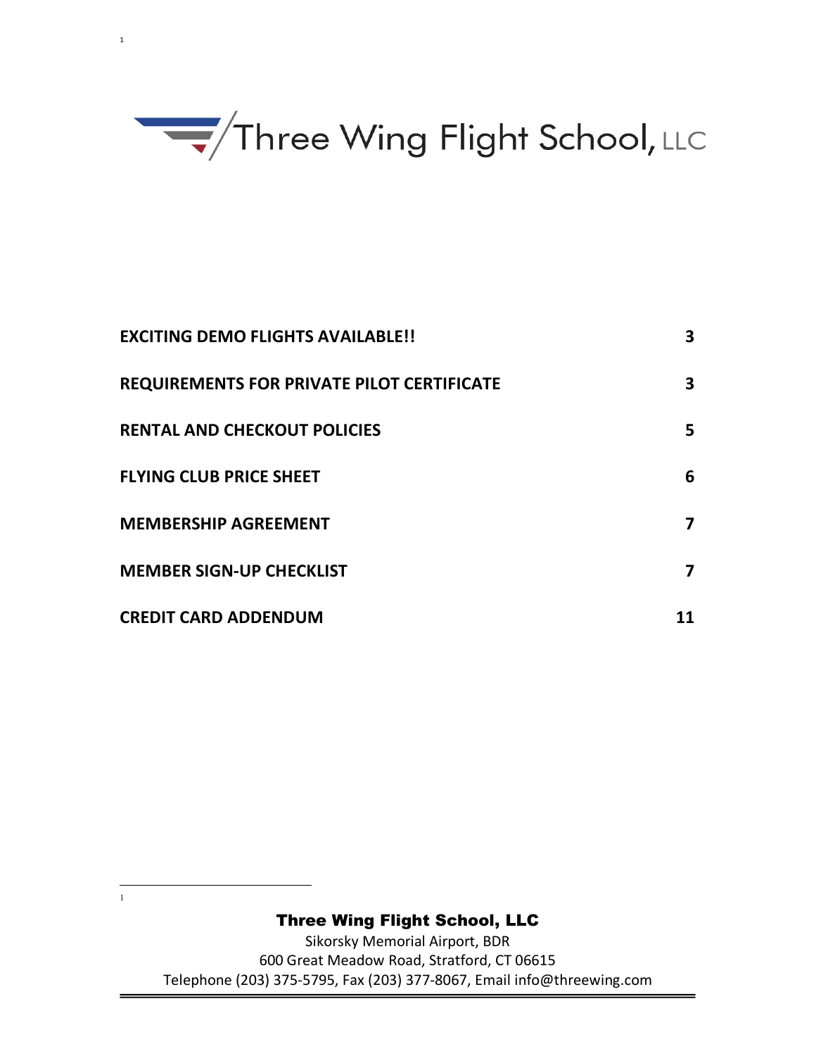# Three Wing Flight School, LLC

| | |
|---|---|
| **EXCITING DEMO FLIGHTS AVAILABLE!!** | **3** |
| **REQUIREMENTS FOR PRIVATE PILOT CERTIFICATE** | **3** |
| **RENTAL AND CHECKOUT POLICIES** | **5** |
| **FLYING CLUB PRICE SHEET** | **6** |
| **MEMBERSHIP AGREEMENT** | **7** |
| **MEMBER SIGN-UP CHECKLIST** | **7** |
| **CREDIT CARD ADDENDUM** | **11** |

**Three Wing Flight School, LLC**
Sikorsky Memorial Airport, BDR
600 Great Meadow Road, Stratford, CT 06615
Telephone (203) 375-5795, Fax (203) 377-8067, Email info@threewing.com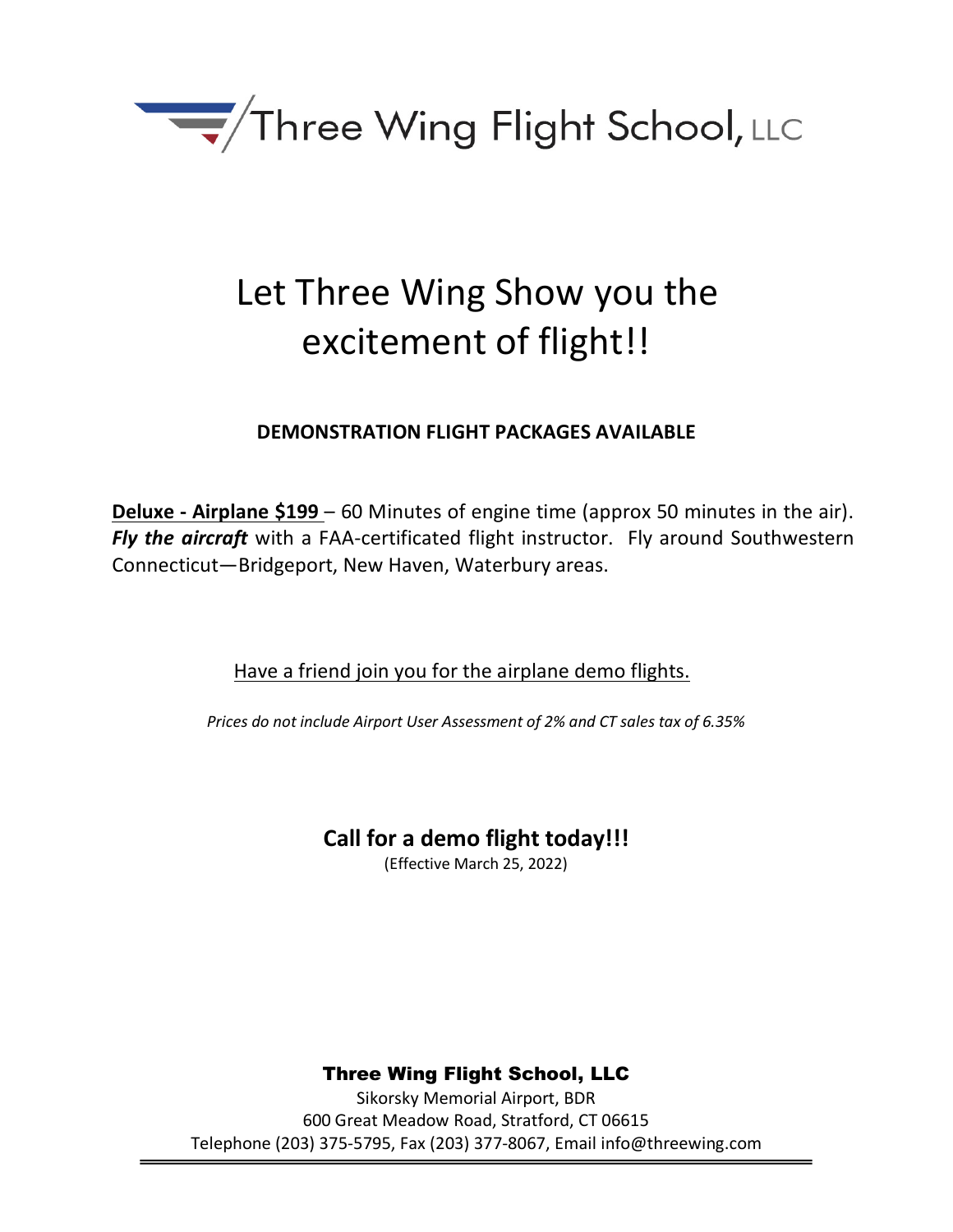# Three Wing Flight School, LLC

## Let Three Wing Show you the excitement of flight!!

**DEMONSTRATION FLIGHT PACKAGES AVAILABLE**

**Deluxe - Airplane $199** – 60 Minutes of engine time (approx 50 minutes in the air). ***Fly the aircraft*** with a FAA-certificated flight instructor. Fly around Southwestern Connecticut—Bridgeport, New Haven, Waterbury areas.

Have a friend join you for the airplane demo flights.

*Prices do not include Airport User Assessment of 2% and CT sales tax of 6.35%*

**Call for a demo flight today!!!**

(Effective March 25, 2022)

**Three Wing Flight School, LLC**

Sikorsky Memorial Airport, BDR

600 Great Meadow Road, Stratford, CT 06615

Telephone (203) 375-5795, Fax (203) 377-8067, Email info@threewing.com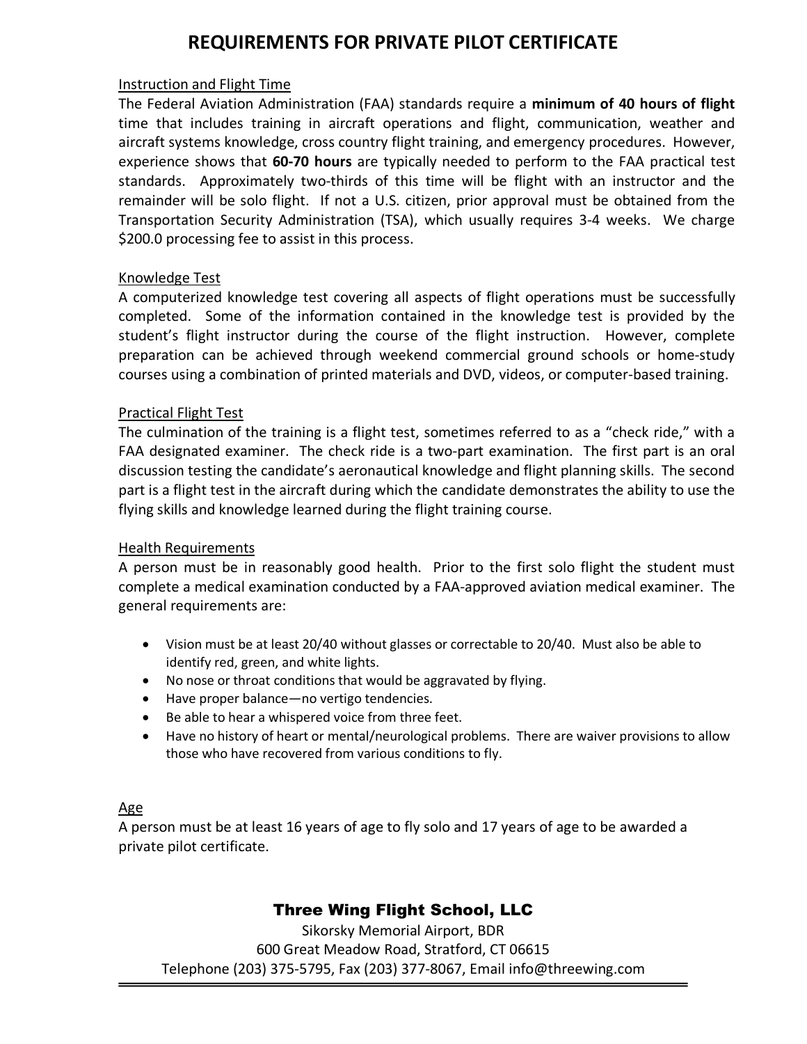# REQUIREMENTS FOR PRIVATE PILOT CERTIFICATE

## Instruction and Flight Time

The Federal Aviation Administration (FAA) standards require a **minimum of 40 hours of flight** time that includes training in aircraft operations and flight, communication, weather and aircraft systems knowledge, cross country flight training, and emergency procedures. However, experience shows that **60-70 hours** are typically needed to perform to the FAA practical test standards. Approximately two-thirds of this time will be flight with an instructor and the remainder will be solo flight. If not a U.S. citizen, prior approval must be obtained from the Transportation Security Administration (TSA), which usually requires 3-4 weeks. We charge $200.0 processing fee to assist in this process.

## Knowledge Test

A computerized knowledge test covering all aspects of flight operations must be successfully completed. Some of the information contained in the knowledge test is provided by the student's flight instructor during the course of the flight instruction. However, complete preparation can be achieved through weekend commercial ground schools or home-study courses using a combination of printed materials and DVD, videos, or computer-based training.

## Practical Flight Test

The culmination of the training is a flight test, sometimes referred to as a "check ride," with a FAA designated examiner. The check ride is a two-part examination. The first part is an oral discussion testing the candidate's aeronautical knowledge and flight planning skills. The second part is a flight test in the aircraft during which the candidate demonstrates the ability to use the flying skills and knowledge learned during the flight training course.

## Health Requirements

A person must be in reasonably good health. Prior to the first solo flight the student must complete a medical examination conducted by a FAA-approved aviation medical examiner. The general requirements are:

- Vision must be at least 20/40 without glasses or correctable to 20/40. Must also be able to identify red, green, and white lights.
- No nose or throat conditions that would be aggravated by flying.
- Have proper balance—no vertigo tendencies.
- Be able to hear a whispered voice from three feet.
- Have no history of heart or mental/neurological problems. There are waiver provisions to allow those who have recovered from various conditions to fly.

## Age

A person must be at least 16 years of age to fly solo and 17 years of age to be awarded a private pilot certificate.

**Three Wing Flight School, LLC**
Sikorsky Memorial Airport, BDR
600 Great Meadow Road, Stratford, CT 06615
Telephone (203) 375-5795, Fax (203) 377-8067, Email info@threewing.com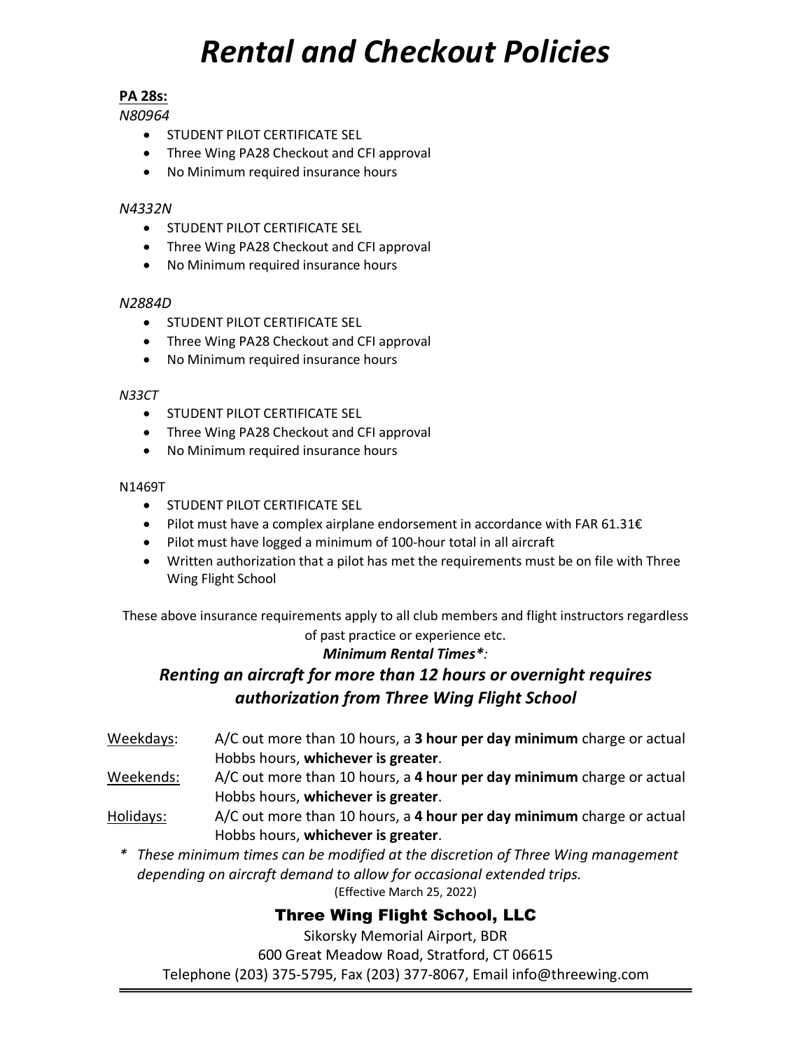# *Rental and Checkout Policies*

**PA 28s:**

*N80964*

- STUDENT PILOT CERTIFICATE SEL
- Three Wing PA28 Checkout and CFI approval
- No Minimum required insurance hours

*N4332N*

- STUDENT PILOT CERTIFICATE SEL
- Three Wing PA28 Checkout and CFI approval
- No Minimum required insurance hours

*N2884D*

- STUDENT PILOT CERTIFICATE SEL
- Three Wing PA28 Checkout and CFI approval
- No Minimum required insurance hours

*N33CT*

- STUDENT PILOT CERTIFICATE SEL
- Three Wing PA28 Checkout and CFI approval
- No Minimum required insurance hours

N1469T

- STUDENT PILOT CERTIFICATE SEL
- Pilot must have a complex airplane endorsement in accordance with FAR 61.31€
- Pilot must have logged a minimum of 100-hour total in all aircraft
- Written authorization that a pilot has met the requirements must be on file with Three Wing Flight School

These above insurance requirements apply to all club members and flight instructors regardless of past practice or experience etc.

***Minimum Rental Times*:***

### ***Renting an aircraft for more than 12 hours or overnight requires authorization from Three Wing Flight School***

Weekdays: A/C out more than 10 hours, a **3 hour per day minimum** charge or actual Hobbs hours, **whichever is greater**.

Weekends: A/C out more than 10 hours, a **4 hour per day minimum** charge or actual Hobbs hours, **whichever is greater**.

Holidays: A/C out more than 10 hours, a **4 hour per day minimum** charge or actual Hobbs hours, **whichever is greater**.

\* *These minimum times can be modified at the discretion of Three Wing management depending on aircraft demand to allow for occasional extended trips.*

(Effective March 25, 2022)

**Three Wing Flight School, LLC**

Sikorsky Memorial Airport, BDR

600 Great Meadow Road, Stratford, CT 06615

Telephone (203) 375-5795, Fax (203) 377-8067, Email info@threewing.com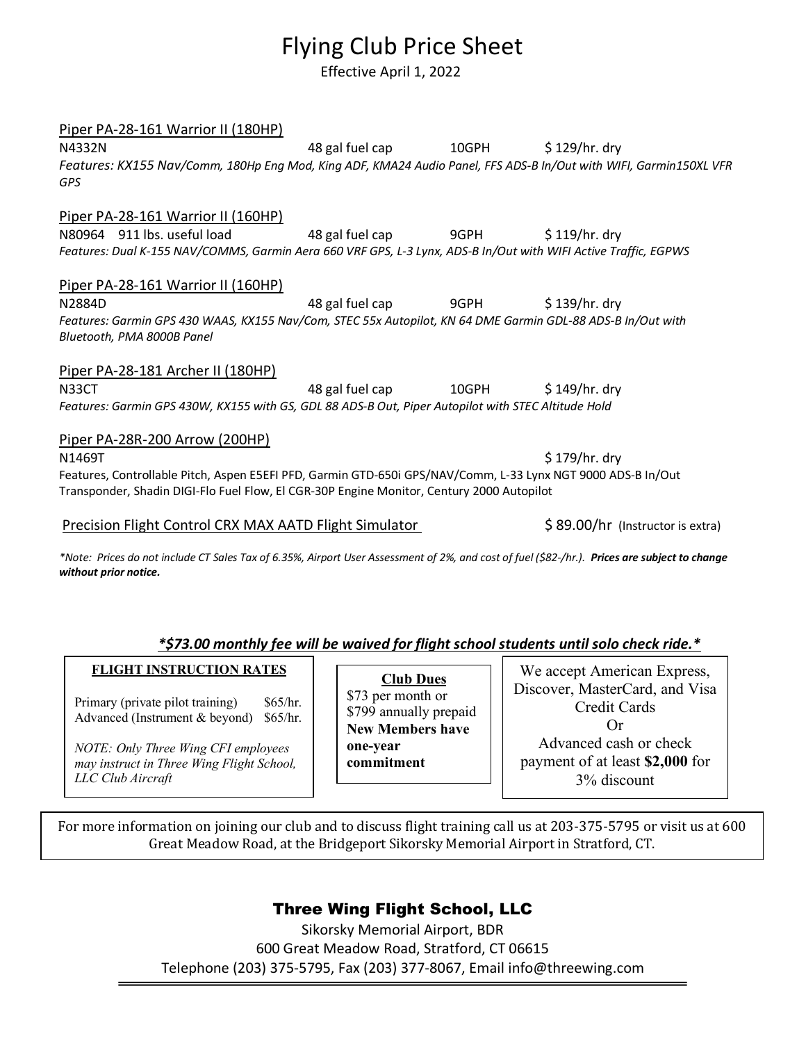# Flying Club Price Sheet

Effective April 1, 2022

Piper PA-28-161 Warrior II (180HP)

N4332N 48 gal fuel cap 10GPH $ 129/hr. dry

*Features: KX155 Nav/Comm, 180Hp Eng Mod, King ADF, KMA24 Audio Panel, FFS ADS-B In/Out with WIFI, Garmin150XL VFR GPS*

Piper PA-28-161 Warrior II (160HP)

N80964 911 lbs. useful load 48 gal fuel cap 9GPH $ 119/hr. dry

*Features: Dual K-155 NAV/COMMS, Garmin Aera 660 VRF GPS, L-3 Lynx, ADS-B In/Out with WIFI Active Traffic, EGPWS*

Piper PA-28-161 Warrior II (160HP)

N2884D 48 gal fuel cap 9GPH $ 139/hr. dry

*Features: Garmin GPS 430 WAAS, KX155 Nav/Com, STEC 55x Autopilot, KN 64 DME Garmin GDL-88 ADS-B In/Out with Bluetooth, PMA 8000B Panel*

Piper PA-28-181 Archer II (180HP)

N33CT 48 gal fuel cap 10GPH $ 149/hr. dry

*Features: Garmin GPS 430W, KX155 with GS, GDL 88 ADS-B Out, Piper Autopilot with STEC Altitude Hold*

Piper PA-28R-200 Arrow (200HP)

N1469T $ 179/hr. dry

Features, Controllable Pitch, Aspen E5EFI PFD, Garmin GTD-650i GPS/NAV/Comm, L-33 Lynx NGT 9000 ADS-B In/Out Transponder, Shadin DIGI-Flo Fuel Flow, El CGR-30P Engine Monitor, Century 2000 Autopilot

Precision Flight Control CRX MAX AATD Flight Simulator $ 89.00/hr (Instructor is extra)

*\*Note: Prices do not include CT Sales Tax of 6.35%, Airport User Assessment of 2%, and cost of fuel ($82-/hr.). **Prices are subject to change without prior notice.***

***\*$73.00 monthly fee will be waived for flight school students until solo check ride.\****

**FLIGHT INSTRUCTION RATES**

| | |
|---|---|
| Primary (private pilot training) | $65/hr. |
| Advanced (Instrument & beyond) | $65/hr. |

*NOTE: Only Three Wing CFI employees may instruct in Three Wing Flight School, LLC Club Aircraft*

**Club Dues**

$73 per month or
$799 annually prepaid
**New Members have one-year commitment**

We accept American Express, Discover, MasterCard, and Visa Credit Cards
Or
Advanced cash or check payment of at least **$2,000** for 3% discount

For more information on joining our club and to discuss flight training call us at 203-375-5795 or visit us at 600 Great Meadow Road, at the Bridgeport Sikorsky Memorial Airport in Stratford, CT.

**Three Wing Flight School, LLC**

Sikorsky Memorial Airport, BDR
600 Great Meadow Road, Stratford, CT 06615
Telephone (203) 375-5795, Fax (203) 377-8067, Email info@threewing.com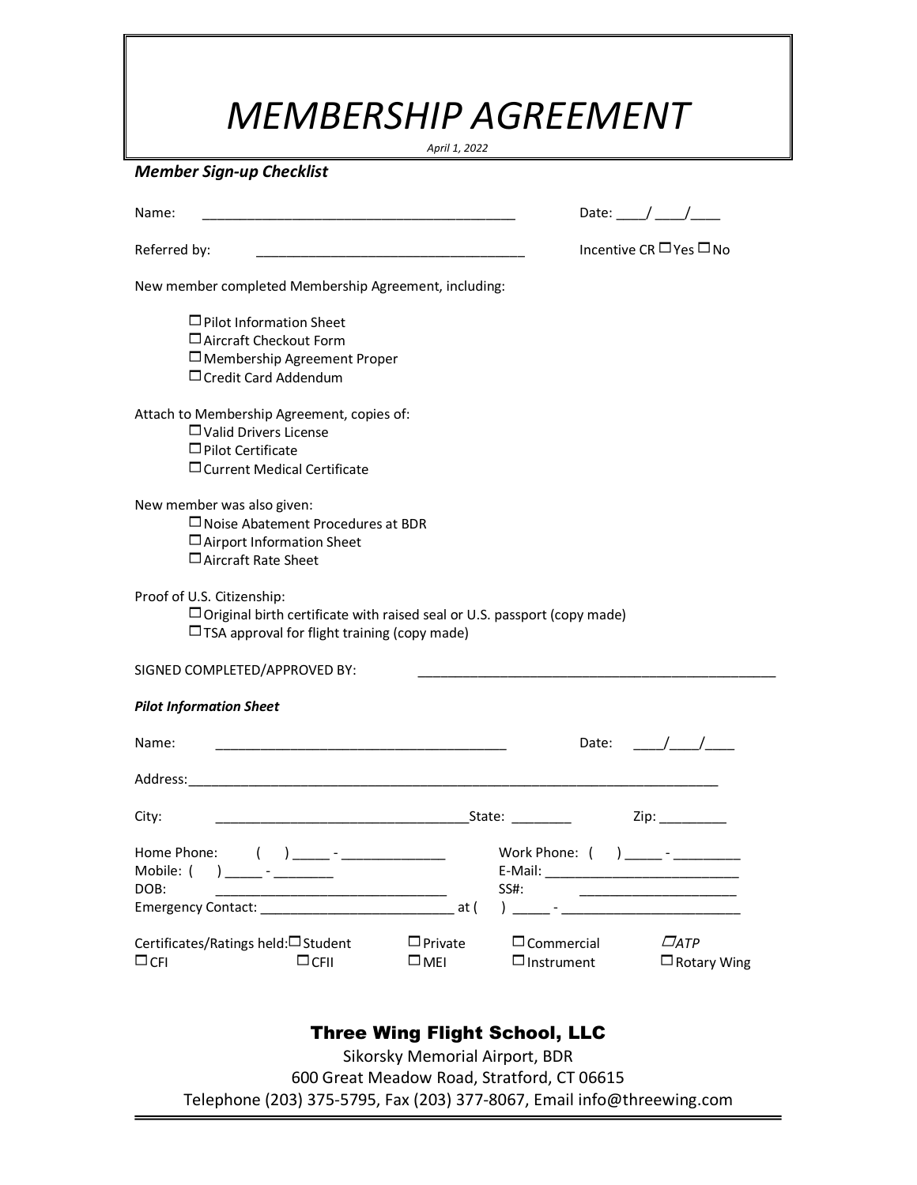# *MEMBERSHIP AGREEMENT*

*April 1, 2022*

***Member Sign-up Checklist***

Name: ________________________________________ Date: ____/ ____/____

Referred by: ____________________________________ Incentive CR ☐Yes ☐No

New member completed Membership Agreement, including:

- ☐Pilot Information Sheet
- ☐Aircraft Checkout Form
- ☐Membership Agreement Proper
- ☐Credit Card Addendum

Attach to Membership Agreement, copies of:

- ☐Valid Drivers License
- ☐Pilot Certificate
- ☐Current Medical Certificate

New member was also given:

- ☐Noise Abatement Procedures at BDR
- ☐Airport Information Sheet
- ☐Aircraft Rate Sheet

Proof of U.S. Citizenship:

- ☐Original birth certificate with raised seal or U.S. passport (copy made)
- ☐TSA approval for flight training (copy made)

SIGNED COMPLETED/APPROVED BY: __________________________________________________

***Pilot Information Sheet***

Name: ________________________________________ Date: ____/____/____

Address:___________________________________________________________________________

City: ___________________________________State: ________ Zip: _________

Home Phone: ( ) _____ - ______________ Work Phone: ( ) _____ - _________

Mobile: ( ) _____ - ________ E-Mail: __________________________

DOB: _______________________________ SS#: _____________________

Emergency Contact: ___________________________ at ( ) _____ - _________________________

Certificates/Ratings held: ☐Student ☐Private ☐Commercial ☐*ATP*
☐CFI ☐CFII ☐MEI ☐Instrument ☐Rotary Wing

**Three Wing Flight School, LLC**

Sikorsky Memorial Airport, BDR

600 Great Meadow Road, Stratford, CT 06615

Telephone (203) 375-5795, Fax (203) 377-8067, Email info@threewing.com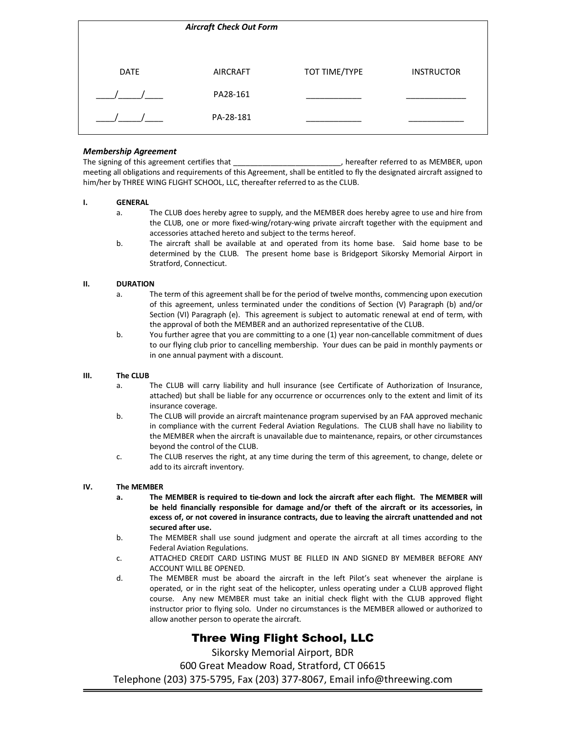### *Aircraft Check Out Form*

| DATE | AIRCRAFT | TOT TIME/TYPE | INSTRUCTOR |
|---|---|---|---|
| ____/_____/____ | PA28-161 | ____________ | _____________ |
| ____/_____/____ | PA-28-181 | ____________ | ____________ |

### *Membership Agreement*

The signing of this agreement certifies that _________________________, hereafter referred to as MEMBER, upon meeting all obligations and requirements of this Agreement, shall be entitled to fly the designated aircraft assigned to him/her by THREE WING FLIGHT SCHOOL, LLC, thereafter referred to as the CLUB.

**I. GENERAL**

a. The CLUB does hereby agree to supply, and the MEMBER does hereby agree to use and hire from the CLUB, one or more fixed-wing/rotary-wing private aircraft together with the equipment and accessories attached hereto and subject to the terms hereof.

b. The aircraft shall be available at and operated from its home base. Said home base to be determined by the CLUB. The present home base is Bridgeport Sikorsky Memorial Airport in Stratford, Connecticut.

**II. DURATION**

a. The term of this agreement shall be for the period of twelve months, commencing upon execution of this agreement, unless terminated under the conditions of Section (V) Paragraph (b) and/or Section (VI) Paragraph (e). This agreement is subject to automatic renewal at end of term, with the approval of both the MEMBER and an authorized representative of the CLUB.

b. You further agree that you are committing to a one (1) year non-cancellable commitment of dues to our flying club prior to cancelling membership. Your dues can be paid in monthly payments or in one annual payment with a discount.

**III. The CLUB**

a. The CLUB will carry liability and hull insurance (see Certificate of Authorization of Insurance, attached) but shall be liable for any occurrence or occurrences only to the extent and limit of its insurance coverage.

b. The CLUB will provide an aircraft maintenance program supervised by an FAA approved mechanic in compliance with the current Federal Aviation Regulations. The CLUB shall have no liability to the MEMBER when the aircraft is unavailable due to maintenance, repairs, or other circumstances beyond the control of the CLUB.

c. The CLUB reserves the right, at any time during the term of this agreement, to change, delete or add to its aircraft inventory.

**IV. The MEMBER**

**a. The MEMBER is required to tie-down and lock the aircraft after each flight. The MEMBER will be held financially responsible for damage and/or theft of the aircraft or its accessories, in excess of, or not covered in insurance contracts, due to leaving the aircraft unattended and not secured after use.**

b. The MEMBER shall use sound judgment and operate the aircraft at all times according to the Federal Aviation Regulations.

c. ATTACHED CREDIT CARD LISTING MUST BE FILLED IN AND SIGNED BY MEMBER BEFORE ANY ACCOUNT WILL BE OPENED.

d. The MEMBER must be aboard the aircraft in the left Pilot's seat whenever the airplane is operated, or in the right seat of the helicopter, unless operating under a CLUB approved flight course. Any new MEMBER must take an initial check flight with the CLUB approved flight instructor prior to flying solo. Under no circumstances is the MEMBER allowed or authorized to allow another person to operate the aircraft.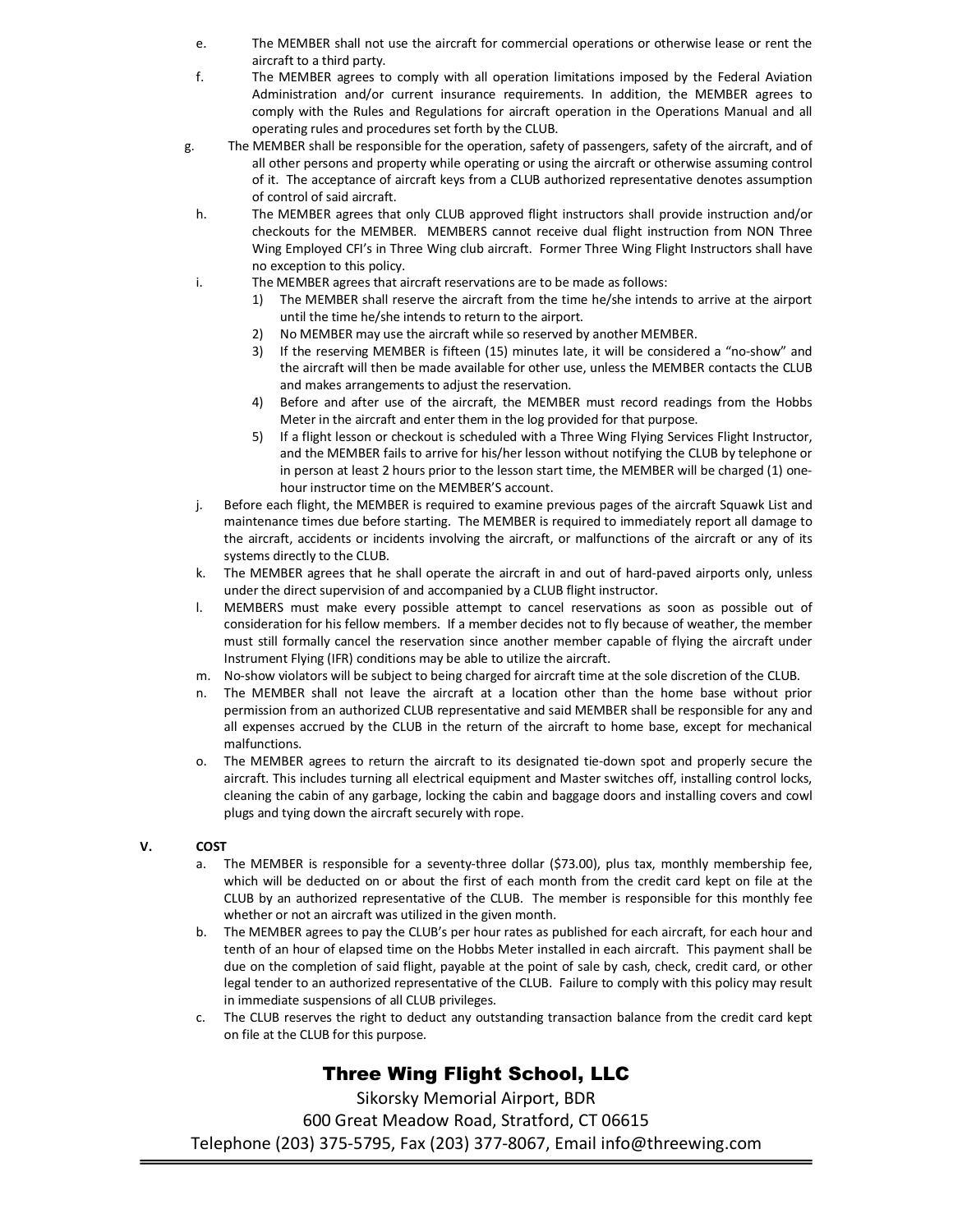e. The MEMBER shall not use the aircraft for commercial operations or otherwise lease or rent the aircraft to a third party.

f. The MEMBER agrees to comply with all operation limitations imposed by the Federal Aviation Administration and/or current insurance requirements. In addition, the MEMBER agrees to comply with the Rules and Regulations for aircraft operation in the Operations Manual and all operating rules and procedures set forth by the CLUB.

g. The MEMBER shall be responsible for the operation, safety of passengers, safety of the aircraft, and of all other persons and property while operating or using the aircraft or otherwise assuming control of it. The acceptance of aircraft keys from a CLUB authorized representative denotes assumption of control of said aircraft.

h. The MEMBER agrees that only CLUB approved flight instructors shall provide instruction and/or checkouts for the MEMBER. MEMBERS cannot receive dual flight instruction from NON Three Wing Employed CFI's in Three Wing club aircraft. Former Three Wing Flight Instructors shall have no exception to this policy.

i. The MEMBER agrees that aircraft reservations are to be made as follows:
   1) The MEMBER shall reserve the aircraft from the time he/she intends to arrive at the airport until the time he/she intends to return to the airport.
   2) No MEMBER may use the aircraft while so reserved by another MEMBER.
   3) If the reserving MEMBER is fifteen (15) minutes late, it will be considered a "no-show" and the aircraft will then be made available for other use, unless the MEMBER contacts the CLUB and makes arrangements to adjust the reservation.
   4) Before and after use of the aircraft, the MEMBER must record readings from the Hobbs Meter in the aircraft and enter them in the log provided for that purpose.
   5) If a flight lesson or checkout is scheduled with a Three Wing Flying Services Flight Instructor, and the MEMBER fails to arrive for his/her lesson without notifying the CLUB by telephone or in person at least 2 hours prior to the lesson start time, the MEMBER will be charged (1) one-hour instructor time on the MEMBER'S account.

j. Before each flight, the MEMBER is required to examine previous pages of the aircraft Squawk List and maintenance times due before starting. The MEMBER is required to immediately report all damage to the aircraft, accidents or incidents involving the aircraft, or malfunctions of the aircraft or any of its systems directly to the CLUB.

k. The MEMBER agrees that he shall operate the aircraft in and out of hard-paved airports only, unless under the direct supervision of and accompanied by a CLUB flight instructor.

l. MEMBERS must make every possible attempt to cancel reservations as soon as possible out of consideration for his fellow members. If a member decides not to fly because of weather, the member must still formally cancel the reservation since another member capable of flying the aircraft under Instrument Flying (IFR) conditions may be able to utilize the aircraft.

m. No-show violators will be subject to being charged for aircraft time at the sole discretion of the CLUB.

n. The MEMBER shall not leave the aircraft at a location other than the home base without prior permission from an authorized CLUB representative and said MEMBER shall be responsible for any and all expenses accrued by the CLUB in the return of the aircraft to home base, except for mechanical malfunctions.

o. The MEMBER agrees to return the aircraft to its designated tie-down spot and properly secure the aircraft. This includes turning all electrical equipment and Master switches off, installing control locks, cleaning the cabin of any garbage, locking the cabin and baggage doors and installing covers and cowl plugs and tying down the aircraft securely with rope.

## V. COST

a. The MEMBER is responsible for a seventy-three dollar ($73.00), plus tax, monthly membership fee, which will be deducted on or about the first of each month from the credit card kept on file at the CLUB by an authorized representative of the CLUB. The member is responsible for this monthly fee whether or not an aircraft was utilized in the given month.

b. The MEMBER agrees to pay the CLUB's per hour rates as published for each aircraft, for each hour and tenth of an hour of elapsed time on the Hobbs Meter installed in each aircraft. This payment shall be due on the completion of said flight, payable at the point of sale by cash, check, credit card, or other legal tender to an authorized representative of the CLUB. Failure to comply with this policy may result in immediate suspensions of all CLUB privileges.

c. The CLUB reserves the right to deduct any outstanding transaction balance from the credit card kept on file at the CLUB for this purpose.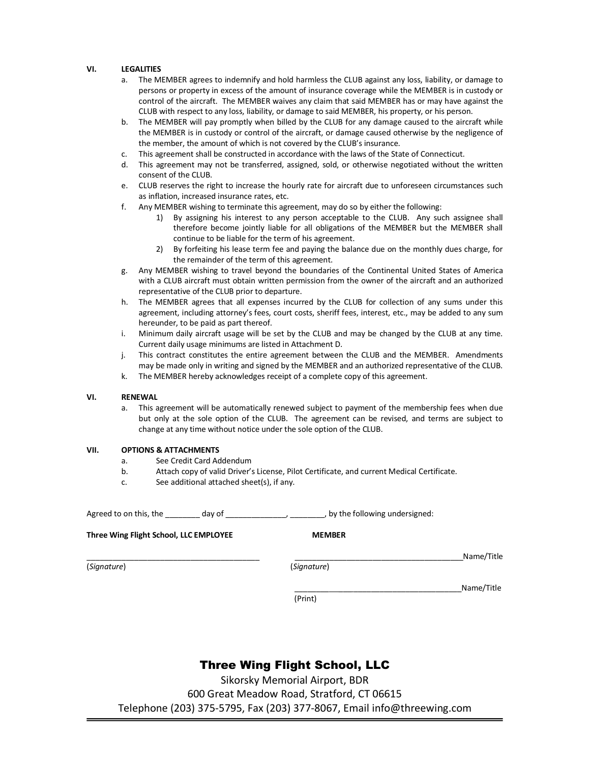## VI. LEGALITIES

a. The MEMBER agrees to indemnify and hold harmless the CLUB against any loss, liability, or damage to persons or property in excess of the amount of insurance coverage while the MEMBER is in custody or control of the aircraft. The MEMBER waives any claim that said MEMBER has or may have against the CLUB with respect to any loss, liability, or damage to said MEMBER, his property, or his person.

b. The MEMBER will pay promptly when billed by the CLUB for any damage caused to the aircraft while the MEMBER is in custody or control of the aircraft, or damage caused otherwise by the negligence of the member, the amount of which is not covered by the CLUB's insurance.

c. This agreement shall be constructed in accordance with the laws of the State of Connecticut.

d. This agreement may not be transferred, assigned, sold, or otherwise negotiated without the written consent of the CLUB.

e. CLUB reserves the right to increase the hourly rate for aircraft due to unforeseen circumstances such as inflation, increased insurance rates, etc.

f. Any MEMBER wishing to terminate this agreement, may do so by either the following:

   1) By assigning his interest to any person acceptable to the CLUB. Any such assignee shall therefore become jointly liable for all obligations of the MEMBER but the MEMBER shall continue to be liable for the term of his agreement.

   2) By forfeiting his lease term fee and paying the balance due on the monthly dues charge, for the remainder of the term of this agreement.

g. Any MEMBER wishing to travel beyond the boundaries of the Continental United States of America with a CLUB aircraft must obtain written permission from the owner of the aircraft and an authorized representative of the CLUB prior to departure.

h. The MEMBER agrees that all expenses incurred by the CLUB for collection of any sums under this agreement, including attorney's fees, court costs, sheriff fees, interest, etc., may be added to any sum hereunder, to be paid as part thereof.

i. Minimum daily aircraft usage will be set by the CLUB and may be changed by the CLUB at any time. Current daily usage minimums are listed in Attachment D.

j. This contract constitutes the entire agreement between the CLUB and the MEMBER. Amendments may be made only in writing and signed by the MEMBER and an authorized representative of the CLUB.

k. The MEMBER hereby acknowledges receipt of a complete copy of this agreement.

## VI. RENEWAL

a. This agreement will be automatically renewed subject to payment of the membership fees when due but only at the sole option of the CLUB. The agreement can be revised, and terms are subject to change at any time without notice under the sole option of the CLUB.

## VII. OPTIONS & ATTACHMENTS

a. See Credit Card Addendum

b. Attach copy of valid Driver's License, Pilot Certificate, and current Medical Certificate.

c. See additional attached sheet(s), if any.

Agreed to on this, the ________ day of ______________, ________, by the following undersigned:

**Three Wing Flight School, LLC EMPLOYEE**

________________________________________
(*Signature*)

**MEMBER**

______________________________________Name/Title
(*Signature*)

______________________________________Name/Title
(Print)

**Three Wing Flight School, LLC**

Sikorsky Memorial Airport, BDR
600 Great Meadow Road, Stratford, CT 06615
Telephone (203) 375-5795, Fax (203) 377-8067, Email info@threewing.com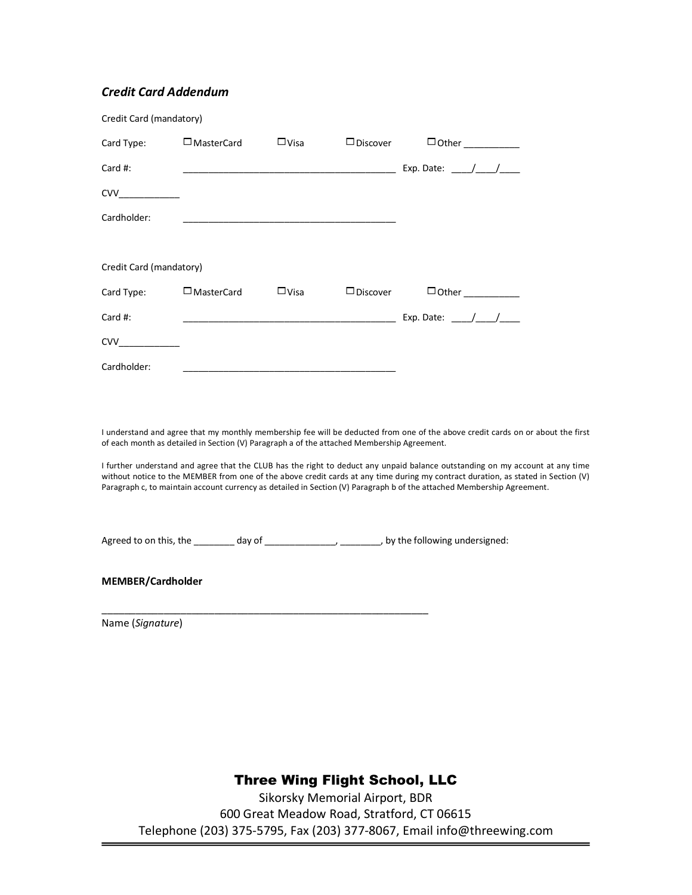### *Credit Card Addendum*

Credit Card (mandatory)

Card Type: ☐ MasterCard ☐ Visa ☐ Discover ☐ Other __________

Card #: ________________________________________ Exp. Date: ____/____/____

CVV___________

Cardholder: ________________________________________

Credit Card (mandatory)

Card Type: ☐ MasterCard ☐ Visa ☐ Discover ☐ Other __________

Card #: ________________________________________ Exp. Date: ____/____/____

CVV___________

Cardholder: ________________________________________

I understand and agree that my monthly membership fee will be deducted from one of the above credit cards on or about the first of each month as detailed in Section (V) Paragraph a of the attached Membership Agreement.

I further understand and agree that the CLUB has the right to deduct any unpaid balance outstanding on my account at any time without notice to the MEMBER from one of the above credit cards at any time during my contract duration, as stated in Section (V) Paragraph c, to maintain account currency as detailed in Section (V) Paragraph b of the attached Membership Agreement.

Agreed to on this, the ________ day of ______________, ________, by the following undersigned:

**MEMBER/Cardholder**

______________________________________________________________

Name (*Signature*)

**Three Wing Flight School, LLC**
Sikorsky Memorial Airport, BDR
600 Great Meadow Road, Stratford, CT 06615
Telephone (203) 375-5795, Fax (203) 377-8067, Email info@threewing.com